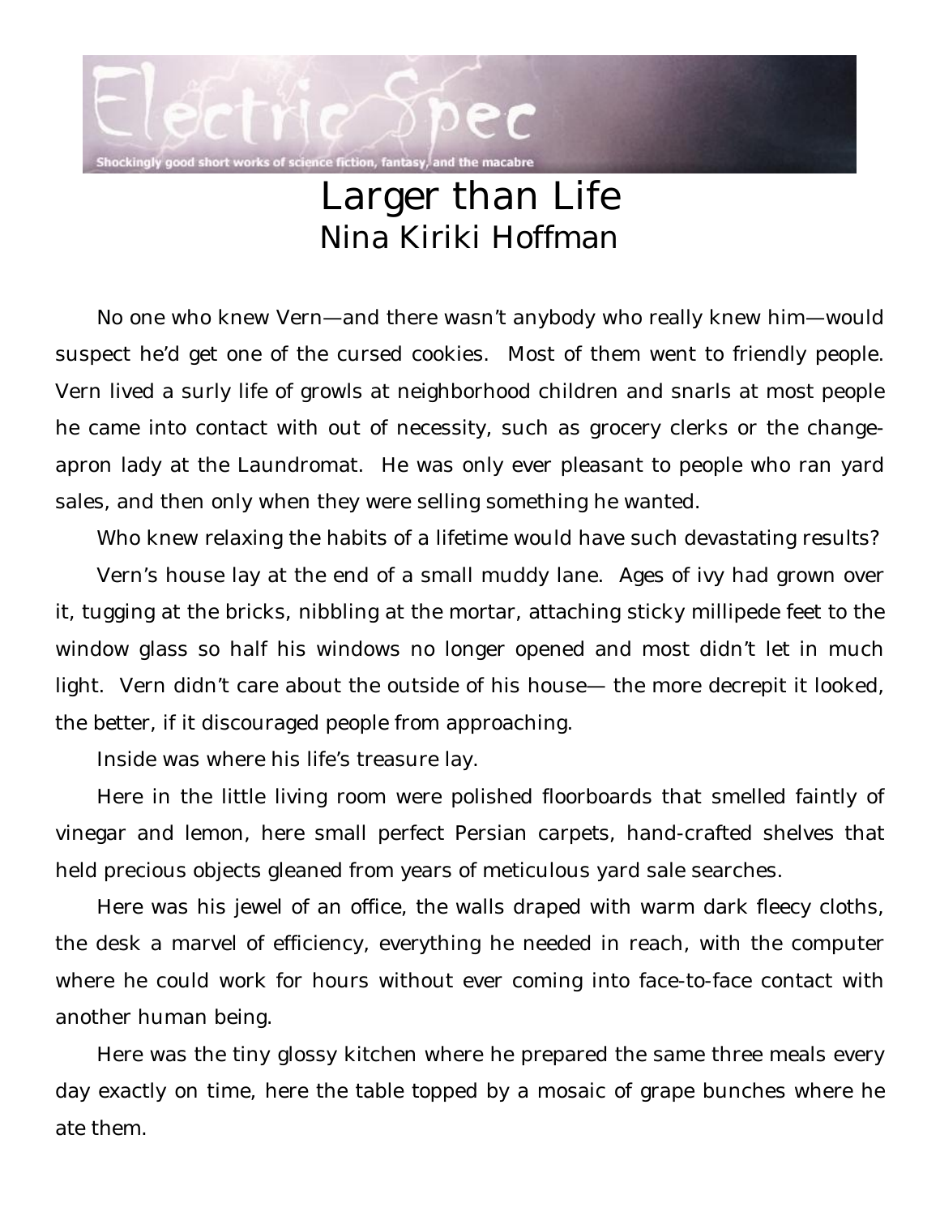# Larger than Life

## Nina Kiriki Hoffman

No one who knew Vern—and there wasn't anybody who really knew him—would suspect he'd get one of the cursed cookies. Most of them went to friendly people. Vern lived a surly life of growls at neighborhood children and snarls at most people he came into contact with out of necessity, such as grocery clerks or the change-apron lady at the Laundromat. He was only ever pleasant to people who ran yard sales, and then only when they were selling something he wanted.

Who knew relaxing the habits of a lifetime would have such devastating results?

Vern's house lay at the end of a small muddy lane. Ages of ivy had grown over it, tugging at the bricks, nibbling at the mortar, attaching sticky millipede feet to the window glass so half his windows no longer opened and most didn't let in much light. Vern didn't care about the outside of his house— the more decrepit it looked, the better, if it discouraged people from approaching.

Inside was where his life's treasure lay.

Here in the little living room were polished floorboards that smelled faintly of vinegar and lemon, here small perfect Persian carpets, hand-crafted shelves that held precious objects gleaned from years of meticulous yard sale searches.

Here was his jewel of an office, the walls draped with warm dark fleecy cloths, the desk a marvel of efficiency, everything he needed in reach, with the computer where he could work for hours without ever coming into face-to-face contact with another human being.

Here was the tiny glossy kitchen where he prepared the same three meals every day exactly on time, here the table topped by a mosaic of grape bunches where he ate them.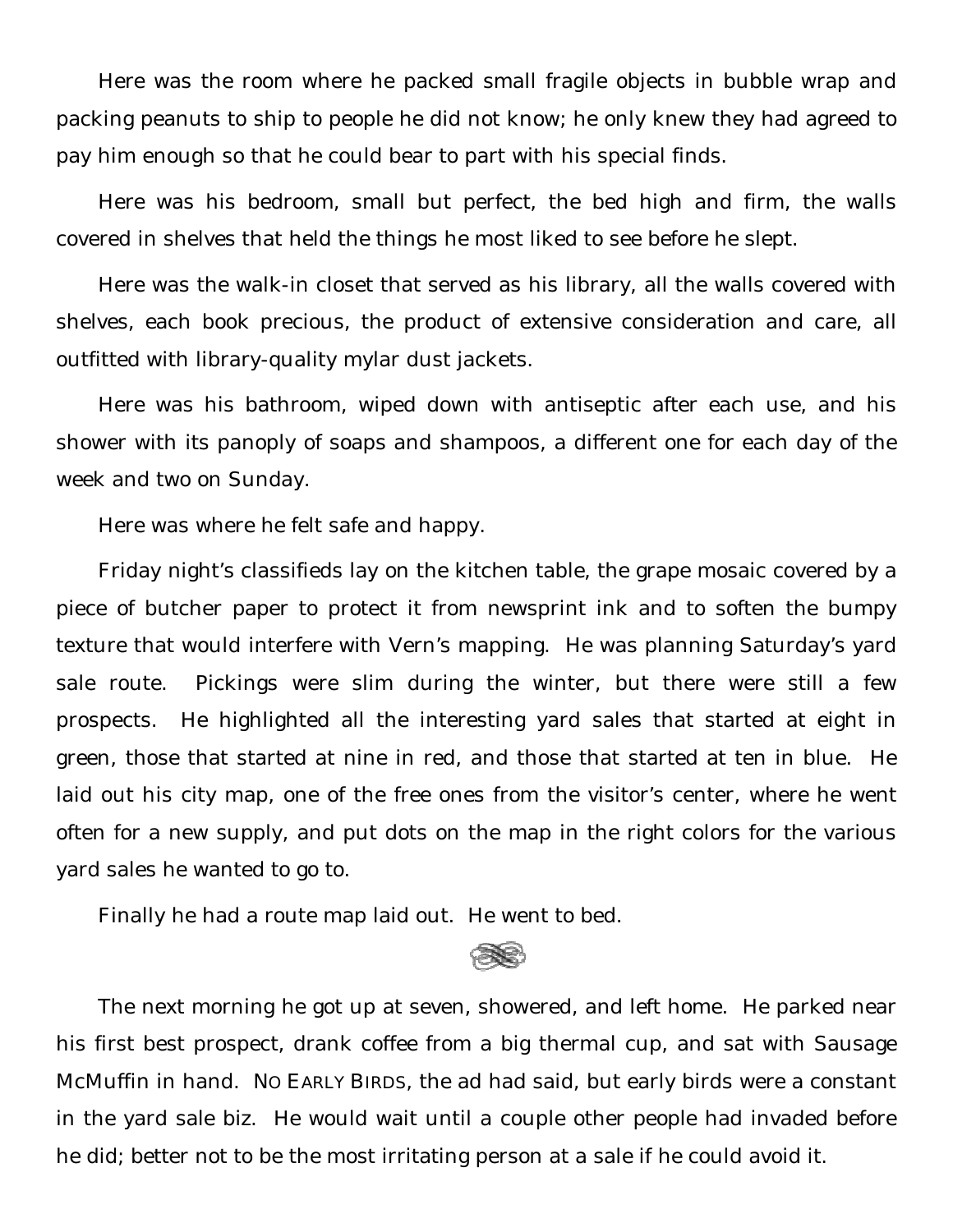Here was the room where he packed small fragile objects in bubble wrap and packing peanuts to ship to people he did not know; he only knew they had agreed to pay him enough so that he could bear to part with his special finds.

Here was his bedroom, small but perfect, the bed high and firm, the walls covered in shelves that held the things he most liked to see before he slept.

Here was the walk-in closet that served as his library, all the walls covered with shelves, each book precious, the product of extensive consideration and care, all outfitted with library-quality mylar dust jackets.

Here was his bathroom, wiped down with antiseptic after each use, and his shower with its panoply of soaps and shampoos, a different one for each day of the week and two on Sunday.

Here was where he felt safe and happy.

Friday night's classifieds lay on the kitchen table, the grape mosaic covered by a piece of butcher paper to protect it from newsprint ink and to soften the bumpy texture that would interfere with Vern's mapping. He was planning Saturday's yard sale route. Pickings were slim during the winter, but there were still a few prospects. He highlighted all the interesting yard sales that started at eight in green, those that started at nine in red, and those that started at ten in blue. He laid out his city map, one of the free ones from the visitor's center, where he went often for a new supply, and put dots on the map in the right colors for the various yard sales he wanted to go to.

Finally he had a route map laid out. He went to bed.

The next morning he got up at seven, showered, and left home. He parked near his first best prospect, drank coffee from a big thermal cup, and sat with Sausage McMuffin in hand. NO EARLY BIRDS, the ad had said, but early birds were a constant in the yard sale biz. He would wait until a couple other people had invaded before he did; better not to be the most irritating person at a sale if he could avoid it.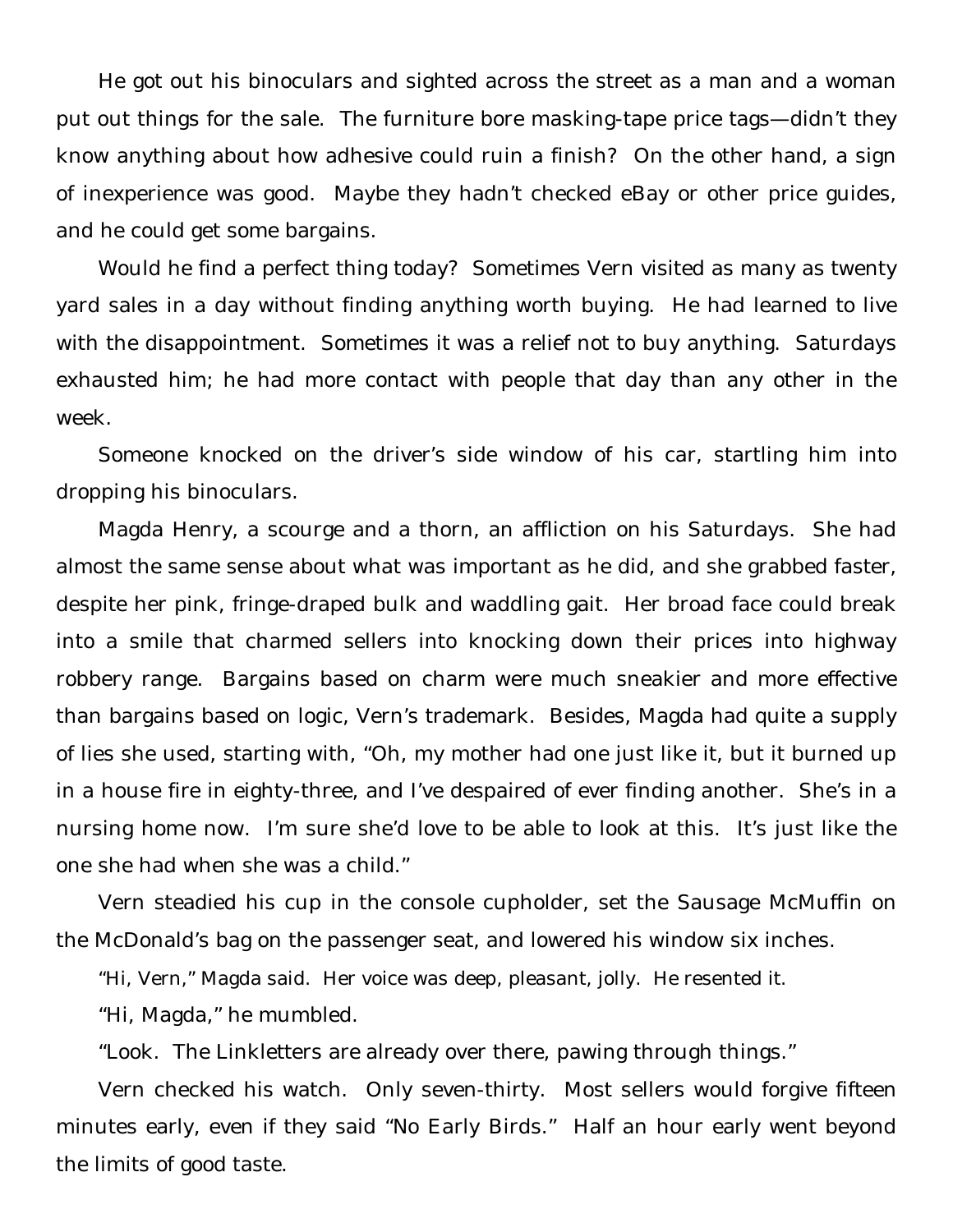He got out his binoculars and sighted across the street as a man and a woman put out things for the sale. The furniture bore masking-tape price tags—didn't they know anything about how adhesive could ruin a finish? On the other hand, a sign of inexperience was good. Maybe they hadn't checked eBay or other price guides, and he could get some bargains.

Would he find a perfect thing today? Sometimes Vern visited as many as twenty yard sales in a day without finding anything worth buying. He had learned to live with the disappointment. Sometimes it was a relief not to buy anything. Saturdays exhausted him; he had more contact with people that day than any other in the week.

Someone knocked on the driver's side window of his car, startling him into dropping his binoculars.

Magda Henry, a scourge and a thorn, an affliction on his Saturdays. She had almost the same sense about what was important as he did, and she grabbed faster, despite her pink, fringe-draped bulk and waddling gait. Her broad face could break into a smile that charmed sellers into knocking down their prices into highway robbery range. Bargains based on charm were much sneakier and more effective than bargains based on logic, Vern's trademark. Besides, Magda had quite a supply of lies she used, starting with, "Oh, my mother had one just like it, but it burned up in a house fire in eighty-three, and I've despaired of ever finding another. She's in a nursing home now. I'm sure she'd love to be able to look at this. It's just like the one she had when she was a child."

Vern steadied his cup in the console cupholder, set the Sausage McMuffin on the McDonald's bag on the passenger seat, and lowered his window six inches.

"Hi, Vern," Magda said. Her voice was deep, pleasant, jolly. He resented it.

"Hi, Magda," he mumbled.

"Look. The Linkletters are already over there, pawing through things."

Vern checked his watch. Only seven-thirty. Most sellers would forgive fifteen minutes early, even if they said "No Early Birds." Half an hour early went beyond the limits of good taste.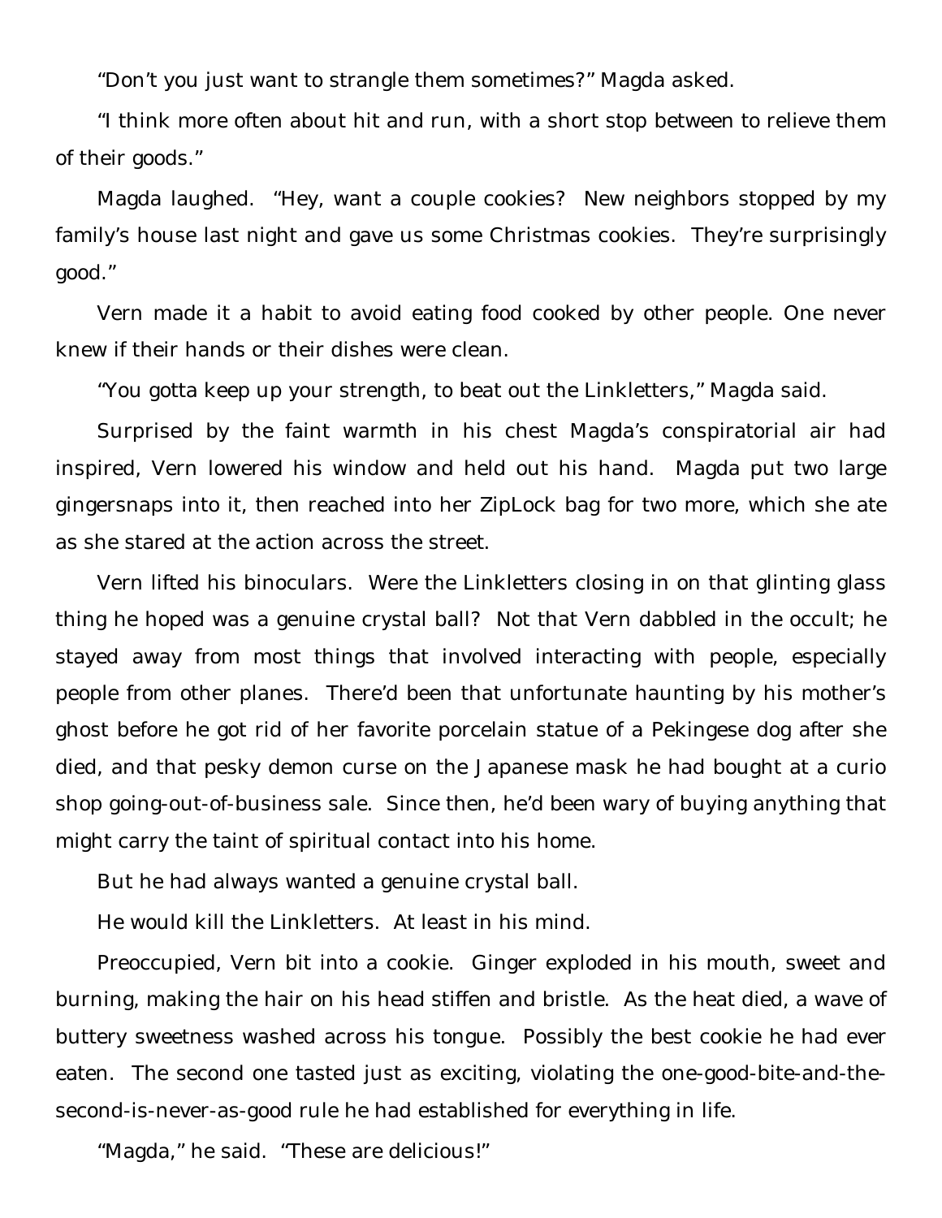"Don't you just want to strangle them sometimes?" Magda asked.

"I think more often about hit and run, with a short stop between to relieve them of their goods."

Magda laughed. "Hey, want a couple cookies? New neighbors stopped by my family's house last night and gave us some Christmas cookies. They're surprisingly good."

Vern made it a habit to avoid eating food cooked by other people. One never knew if their hands or their dishes were clean.

"You gotta keep up your strength, to beat out the Linkletters," Magda said.

Surprised by the faint warmth in his chest Magda's conspiratorial air had inspired, Vern lowered his window and held out his hand. Magda put two large gingersnaps into it, then reached into her ZipLock bag for two more, which she ate as she stared at the action across the street.

Vern lifted his binoculars. Were the Linkletters closing in on that glinting glass thing he hoped was a genuine crystal ball? Not that Vern dabbled in the occult; he stayed away from most things that involved interacting with people, especially people from other planes. There'd been that unfortunate haunting by his mother's ghost before he got rid of her favorite porcelain statue of a Pekingese dog after she died, and that pesky demon curse on the Japanese mask he had bought at a curio shop going-out-of-business sale. Since then, he'd been wary of buying anything that might carry the taint of spiritual contact into his home.

But he had always wanted a genuine crystal ball.

He would kill the Linkletters. At least in his mind.

Preoccupied, Vern bit into a cookie. Ginger exploded in his mouth, sweet and burning, making the hair on his head stiffen and bristle. As the heat died, a wave of buttery sweetness washed across his tongue. Possibly the best cookie he had ever eaten. The second one tasted just as exciting, violating the one-good-bite-and-the-second-is-never-as-good rule he had established for everything in life.

"Magda," he said. "These are delicious!"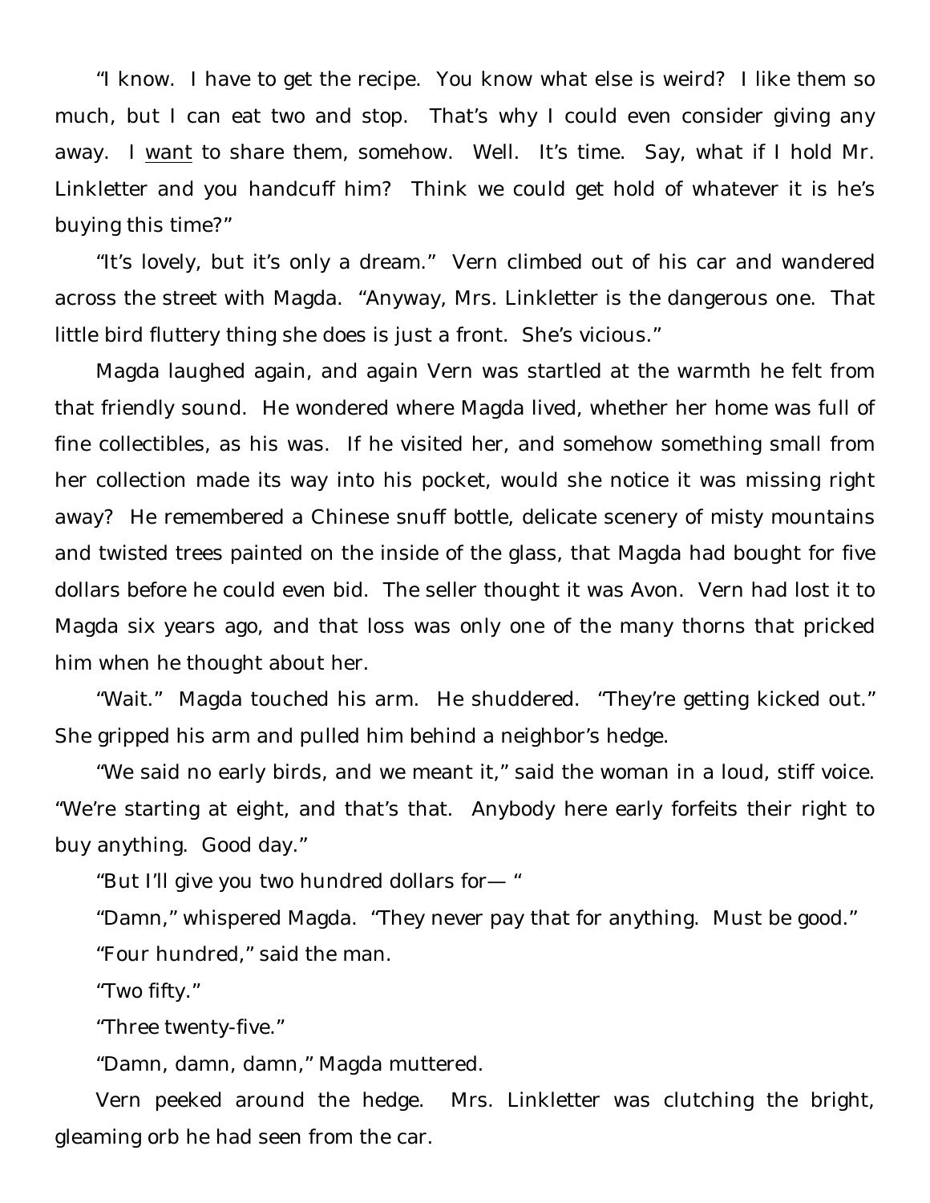"I know. I have to get the recipe. You know what else is weird? I like them so much, but I can eat two and stop. That's why I could even consider giving any away. I <u>want</u> to share them, somehow. Well. It's time. Say, what if I hold Mr. Linkletter and you handcuff him? Think we could get hold of whatever it is he's buying this time?"

"It's lovely, but it's only a dream." Vern climbed out of his car and wandered across the street with Magda. "Anyway, Mrs. Linkletter is the dangerous one. That little bird fluttery thing she does is just a front. She's vicious."

Magda laughed again, and again Vern was startled at the warmth he felt from that friendly sound. He wondered where Magda lived, whether her home was full of fine collectibles, as his was. If he visited her, and somehow something small from her collection made its way into his pocket, would she notice it was missing right away? He remembered a Chinese snuff bottle, delicate scenery of misty mountains and twisted trees painted on the inside of the glass, that Magda had bought for five dollars before he could even bid. The seller thought it was Avon. Vern had lost it to Magda six years ago, and that loss was only one of the many thorns that pricked him when he thought about her.

"Wait." Magda touched his arm. He shuddered. "They're getting kicked out." She gripped his arm and pulled him behind a neighbor's hedge.

"We said no early birds, and we meant it," said the woman in a loud, stiff voice. "We're starting at eight, and that's that. Anybody here early forfeits their right to buy anything. Good day."

"But I'll give you two hundred dollars for— "

"Damn," whispered Magda. "They never pay that for anything. Must be good."

"Four hundred," said the man.

"Two fifty."

"Three twenty-five."

"Damn, damn, damn," Magda muttered.

Vern peeked around the hedge. Mrs. Linkletter was clutching the bright, gleaming orb he had seen from the car.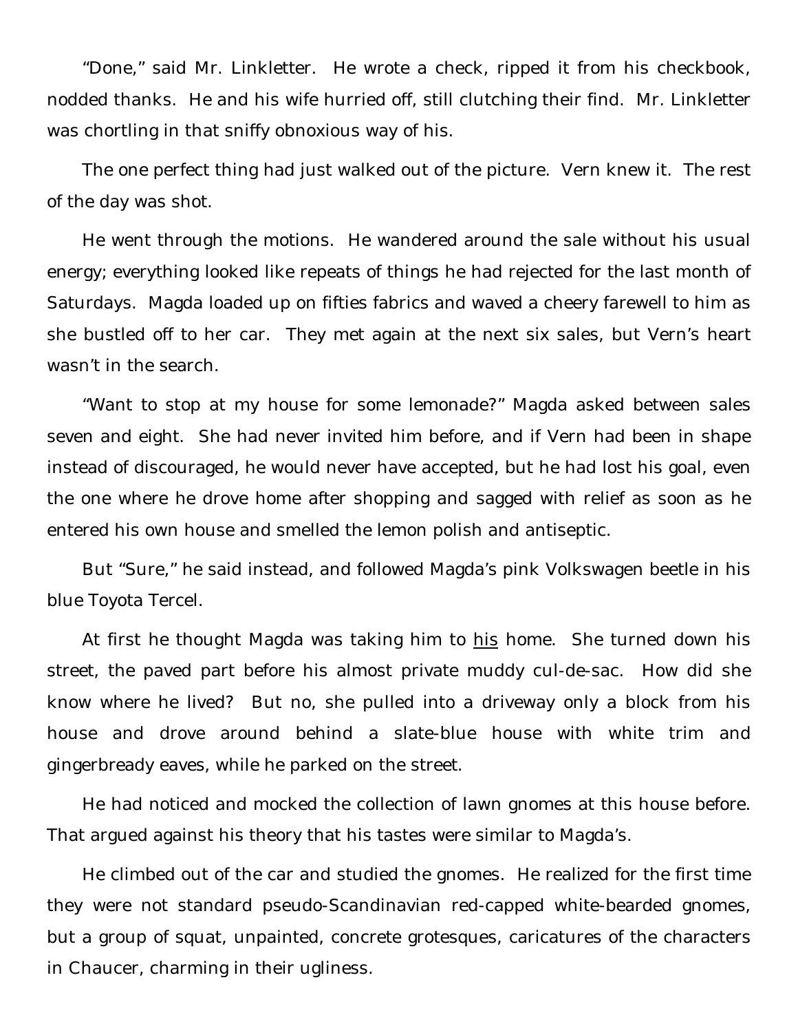"Done," said Mr. Linkletter. He wrote a check, ripped it from his checkbook, nodded thanks. He and his wife hurried off, still clutching their find. Mr. Linkletter was chortling in that sniffy obnoxious way of his.

The one perfect thing had just walked out of the picture. Vern knew it. The rest of the day was shot.

He went through the motions. He wandered around the sale without his usual energy; everything looked like repeats of things he had rejected for the last month of Saturdays. Magda loaded up on fifties fabrics and waved a cheery farewell to him as she bustled off to her car. They met again at the next six sales, but Vern's heart wasn't in the search.

"Want to stop at my house for some lemonade?" Magda asked between sales seven and eight. She had never invited him before, and if Vern had been in shape instead of discouraged, he would never have accepted, but he had lost his goal, even the one where he drove home after shopping and sagged with relief as soon as he entered his own house and smelled the lemon polish and antiseptic.

But "Sure," he said instead, and followed Magda's pink Volkswagen beetle in his blue Toyota Tercel.

At first he thought Magda was taking him to <u>his</u> home. She turned down his street, the paved part before his almost private muddy cul-de-sac. How did she know where he lived? But no, she pulled into a driveway only a block from his house and drove around behind a slate-blue house with white trim and gingerbready eaves, while he parked on the street.

He had noticed and mocked the collection of lawn gnomes at this house before. That argued against his theory that his tastes were similar to Magda's.

He climbed out of the car and studied the gnomes. He realized for the first time they were not standard pseudo-Scandinavian red-capped white-bearded gnomes, but a group of squat, unpainted, concrete grotesques, caricatures of the characters in Chaucer, charming in their ugliness.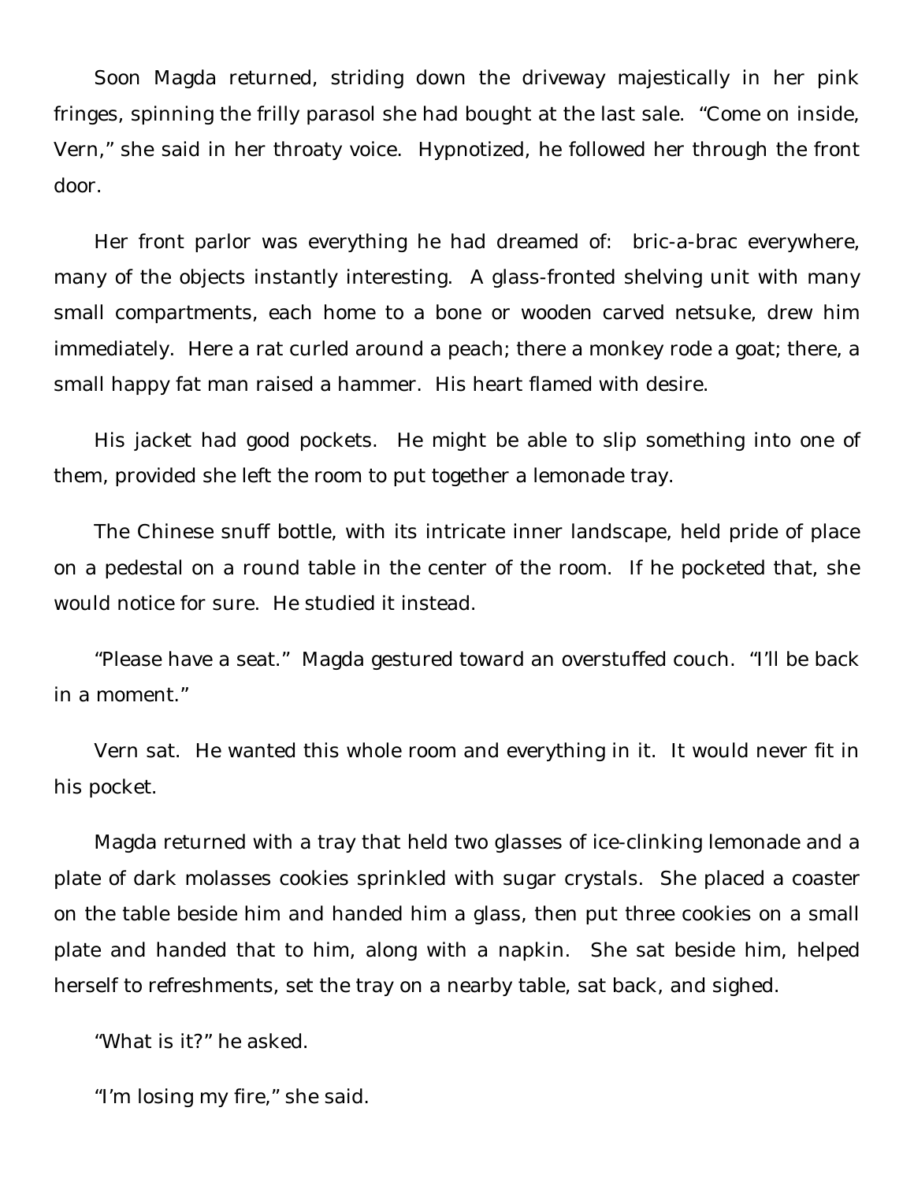Soon Magda returned, striding down the driveway majestically in her pink fringes, spinning the frilly parasol she had bought at the last sale. "Come on inside, Vern," she said in her throaty voice. Hypnotized, he followed her through the front door.

Her front parlor was everything he had dreamed of: bric-a-brac everywhere, many of the objects instantly interesting. A glass-fronted shelving unit with many small compartments, each home to a bone or wooden carved netsuke, drew him immediately. Here a rat curled around a peach; there a monkey rode a goat; there, a small happy fat man raised a hammer. His heart flamed with desire.

His jacket had good pockets. He might be able to slip something into one of them, provided she left the room to put together a lemonade tray.

The Chinese snuff bottle, with its intricate inner landscape, held pride of place on a pedestal on a round table in the center of the room. If he pocketed that, she would notice for sure. He studied it instead.

"Please have a seat." Magda gestured toward an overstuffed couch. "I'll be back in a moment."

Vern sat. He wanted this whole room and everything in it. It would never fit in his pocket.

Magda returned with a tray that held two glasses of ice-clinking lemonade and a plate of dark molasses cookies sprinkled with sugar crystals. She placed a coaster on the table beside him and handed him a glass, then put three cookies on a small plate and handed that to him, along with a napkin. She sat beside him, helped herself to refreshments, set the tray on a nearby table, sat back, and sighed.

"What is it?" he asked.

"I'm losing my fire," she said.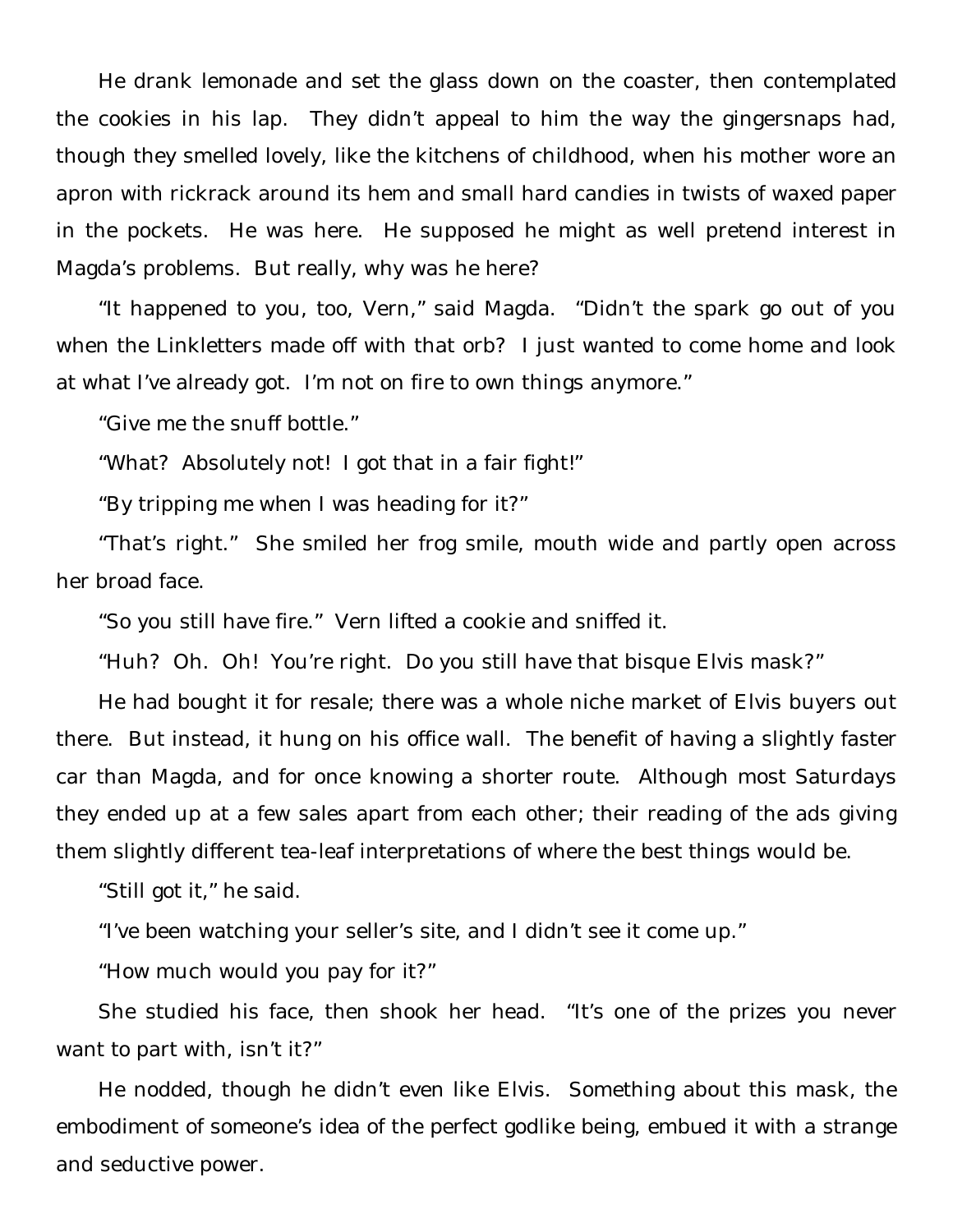He drank lemonade and set the glass down on the coaster, then contemplated the cookies in his lap. They didn't appeal to him the way the gingersnaps had, though they smelled lovely, like the kitchens of childhood, when his mother wore an apron with rickrack around its hem and small hard candies in twists of waxed paper in the pockets. He was here. He supposed he might as well pretend interest in Magda's problems. But really, why was he here?

"It happened to you, too, Vern," said Magda. "Didn't the spark go out of you when the Linkletters made off with that orb? I just wanted to come home and look at what I've already got. I'm not on fire to own things anymore."

"Give me the snuff bottle."

"What? Absolutely not! I got that in a fair fight!"

"By tripping me when I was heading for it?"

"That's right." She smiled her frog smile, mouth wide and partly open across her broad face.

"So you still have fire." Vern lifted a cookie and sniffed it.

"Huh? Oh. Oh! You're right. Do you still have that bisque Elvis mask?"

He had bought it for resale; there was a whole niche market of Elvis buyers out there. But instead, it hung on his office wall. The benefit of having a slightly faster car than Magda, and for once knowing a shorter route. Although most Saturdays they ended up at a few sales apart from each other; their reading of the ads giving them slightly different tea-leaf interpretations of where the best things would be.

"Still got it," he said.

"I've been watching your seller's site, and I didn't see it come up."

"How much would you pay for it?"

She studied his face, then shook her head. "It's one of the prizes you never want to part with, isn't it?"

He nodded, though he didn't even like Elvis. Something about this mask, the embodiment of someone's idea of the perfect godlike being, embued it with a strange and seductive power.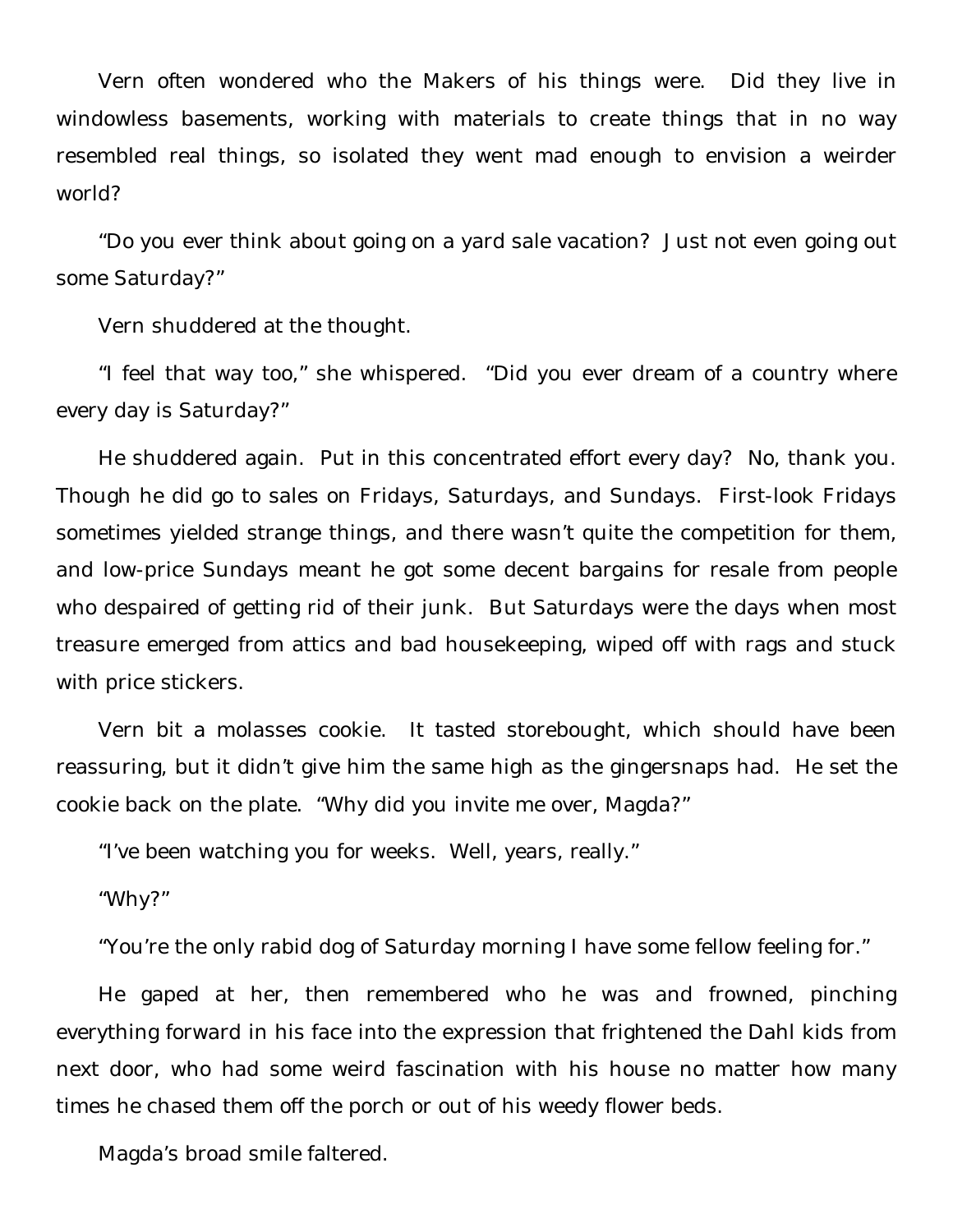Vern often wondered who the Makers of his things were. Did they live in windowless basements, working with materials to create things that in no way resembled real things, so isolated they went mad enough to envision a weirder world?

"Do you ever think about going on a yard sale vacation? Just not even going out some Saturday?"

Vern shuddered at the thought.

"I feel that way too," she whispered. "Did you ever dream of a country where every day is Saturday?"

He shuddered again. Put in this concentrated effort every day? No, thank you. Though he did go to sales on Fridays, Saturdays, and Sundays. First-look Fridays sometimes yielded strange things, and there wasn't quite the competition for them, and low-price Sundays meant he got some decent bargains for resale from people who despaired of getting rid of their junk. But Saturdays were the days when most treasure emerged from attics and bad housekeeping, wiped off with rags and stuck with price stickers.

Vern bit a molasses cookie. It tasted storebought, which should have been reassuring, but it didn't give him the same high as the gingersnaps had. He set the cookie back on the plate. "Why did you invite me over, Magda?"

"I've been watching you for weeks. Well, years, really."

"Why?"

"You're the only rabid dog of Saturday morning I have some fellow feeling for."

He gaped at her, then remembered who he was and frowned, pinching everything forward in his face into the expression that frightened the Dahl kids from next door, who had some weird fascination with his house no matter how many times he chased them off the porch or out of his weedy flower beds.

Magda's broad smile faltered.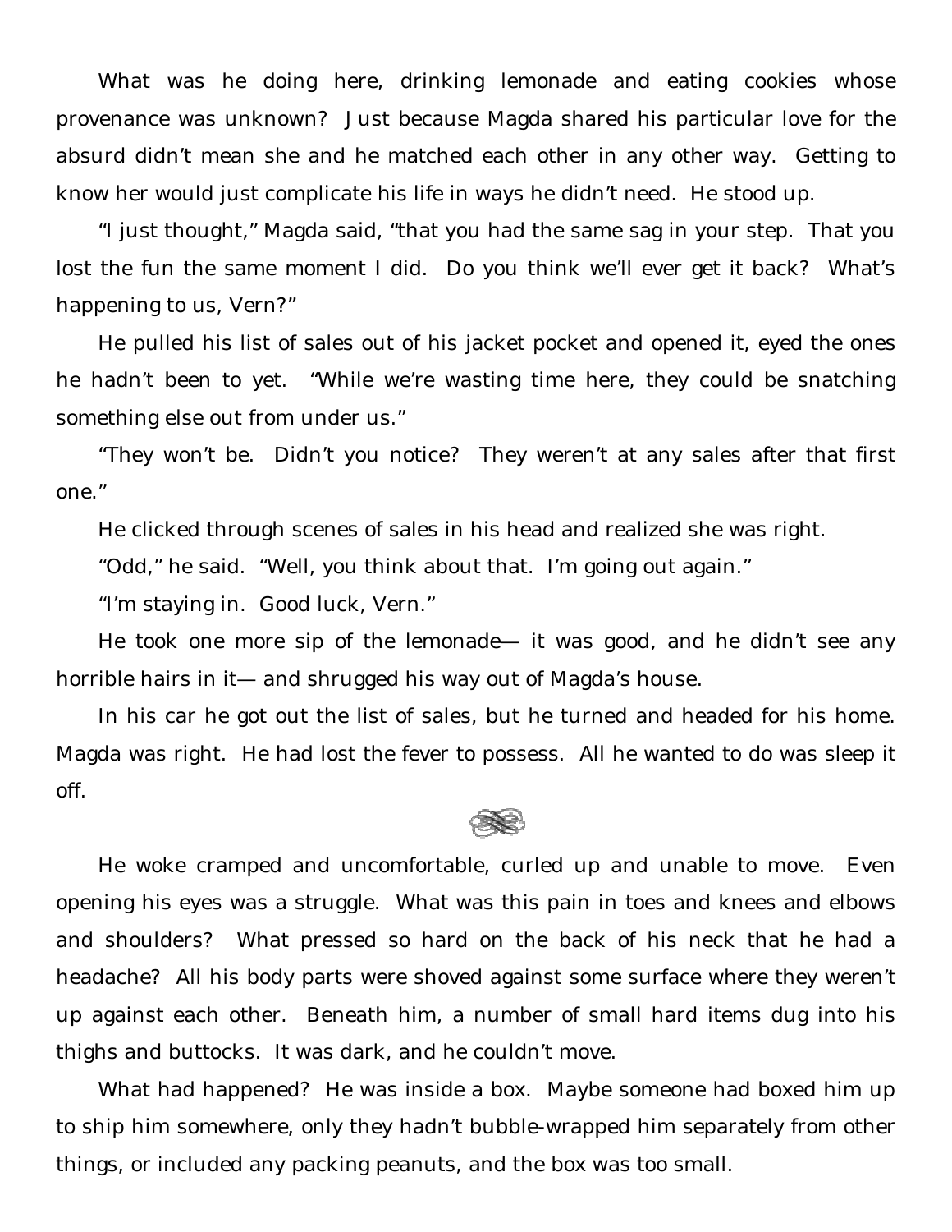What was he doing here, drinking lemonade and eating cookies whose provenance was unknown? Just because Magda shared his particular love for the absurd didn't mean she and he matched each other in any other way. Getting to know her would just complicate his life in ways he didn't need. He stood up.

"I just thought," Magda said, "that you had the same sag in your step. That you lost the fun the same moment I did. Do you think we'll ever get it back? What's happening to us, Vern?"

He pulled his list of sales out of his jacket pocket and opened it, eyed the ones he hadn't been to yet. "While we're wasting time here, they could be snatching something else out from under us."

"They won't be. Didn't you notice? They weren't at any sales after that first one."

He clicked through scenes of sales in his head and realized she was right.

"Odd," he said. "Well, you think about that. I'm going out again."

"I'm staying in. Good luck, Vern."

He took one more sip of the lemonade— it was good, and he didn't see any horrible hairs in it— and shrugged his way out of Magda's house.

In his car he got out the list of sales, but he turned and headed for his home. Magda was right. He had lost the fever to possess. All he wanted to do was sleep it off.

---

He woke cramped and uncomfortable, curled up and unable to move. Even opening his eyes was a struggle. What was this pain in toes and knees and elbows and shoulders? What pressed so hard on the back of his neck that he had a headache? All his body parts were shoved against some surface where they weren't up against each other. Beneath him, a number of small hard items dug into his thighs and buttocks. It was dark, and he couldn't move.

What had happened? He was inside a box. Maybe someone had boxed him up to ship him somewhere, only they hadn't bubble-wrapped him separately from other things, or included any packing peanuts, and the box was too small.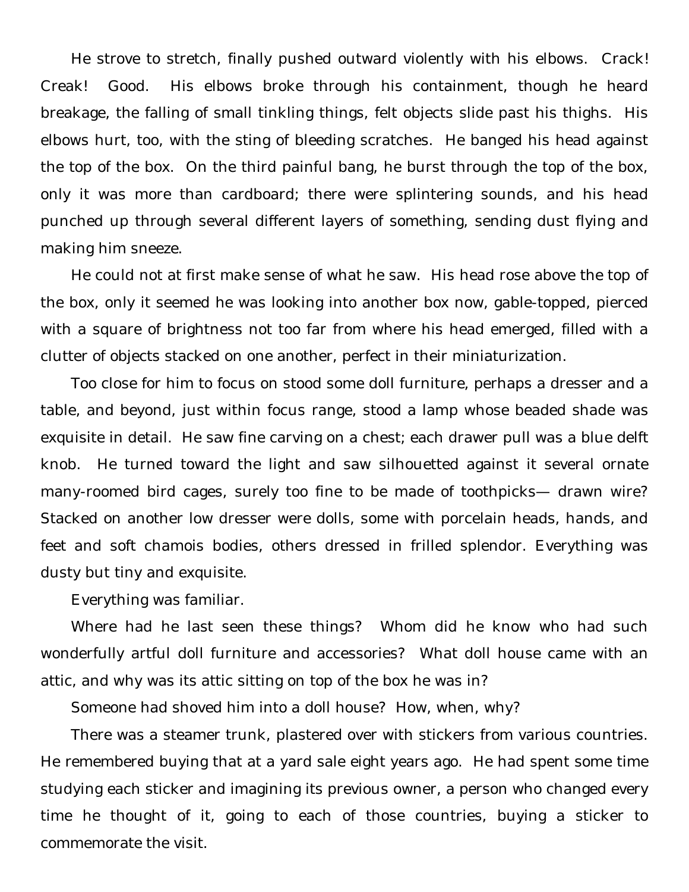He strove to stretch, finally pushed outward violently with his elbows. Crack! Creak! Good. His elbows broke through his containment, though he heard breakage, the falling of small tinkling things, felt objects slide past his thighs. His elbows hurt, too, with the sting of bleeding scratches. He banged his head against the top of the box. On the third painful bang, he burst through the top of the box, only it was more than cardboard; there were splintering sounds, and his head punched up through several different layers of something, sending dust flying and making him sneeze.

He could not at first make sense of what he saw. His head rose above the top of the box, only it seemed he was looking into another box now, gable-topped, pierced with a square of brightness not too far from where his head emerged, filled with a clutter of objects stacked on one another, perfect in their miniaturization.

Too close for him to focus on stood some doll furniture, perhaps a dresser and a table, and beyond, just within focus range, stood a lamp whose beaded shade was exquisite in detail. He saw fine carving on a chest; each drawer pull was a blue delft knob. He turned toward the light and saw silhouetted against it several ornate many-roomed bird cages, surely too fine to be made of toothpicks— drawn wire? Stacked on another low dresser were dolls, some with porcelain heads, hands, and feet and soft chamois bodies, others dressed in frilled splendor. Everything was dusty but tiny and exquisite.

Everything was familiar.

Where had he last seen these things? Whom did he know who had such wonderfully artful doll furniture and accessories? What doll house came with an attic, and why was its attic sitting on top of the box he was in?

Someone had shoved him into a doll house? How, when, why?

There was a steamer trunk, plastered over with stickers from various countries. He remembered buying that at a yard sale eight years ago. He had spent some time studying each sticker and imagining its previous owner, a person who changed every time he thought of it, going to each of those countries, buying a sticker to commemorate the visit.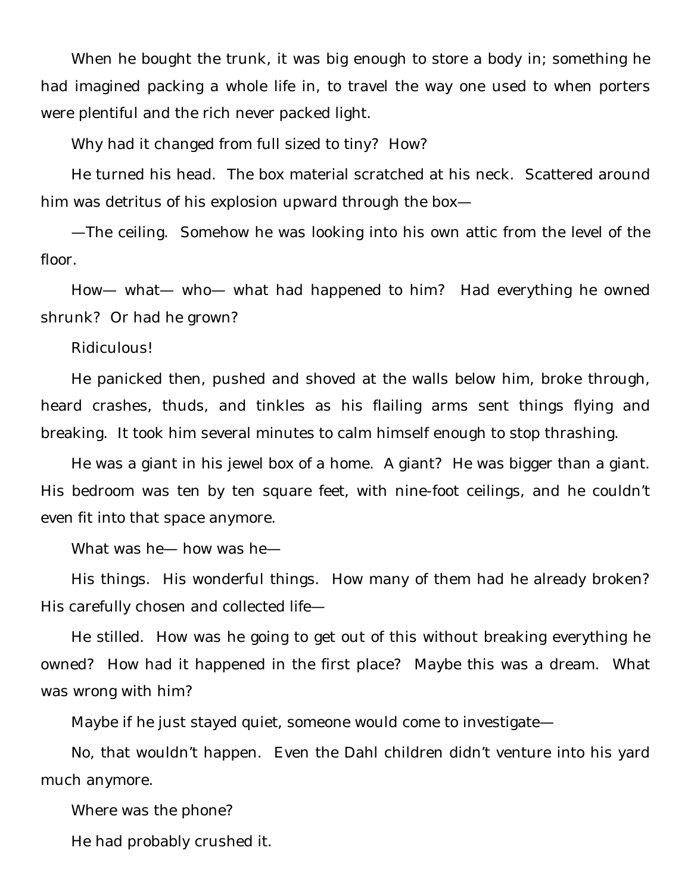When he bought the trunk, it was big enough to store a body in; something he had imagined packing a whole life in, to travel the way one used to when porters were plentiful and the rich never packed light.

Why had it changed from full sized to tiny? How?

He turned his head. The box material scratched at his neck. Scattered around him was detritus of his explosion upward through the box—

—The ceiling. Somehow he was looking into his own attic from the level of the floor.

How— what— who— what had happened to him? Had everything he owned shrunk? Or had he grown?

Ridiculous!

He panicked then, pushed and shoved at the walls below him, broke through, heard crashes, thuds, and tinkles as his flailing arms sent things flying and breaking. It took him several minutes to calm himself enough to stop thrashing.

He was a giant in his jewel box of a home. A giant? He was bigger than a giant. His bedroom was ten by ten square feet, with nine-foot ceilings, and he couldn't even fit into that space anymore.

What was he— how was he—

His things. His wonderful things. How many of them had he already broken? His carefully chosen and collected life—

He stilled. How was he going to get out of this without breaking everything he owned? How had it happened in the first place? Maybe this was a dream. What was wrong with him?

Maybe if he just stayed quiet, someone would come to investigate—

No, that wouldn't happen. Even the Dahl children didn't venture into his yard much anymore.

Where was the phone?

He had probably crushed it.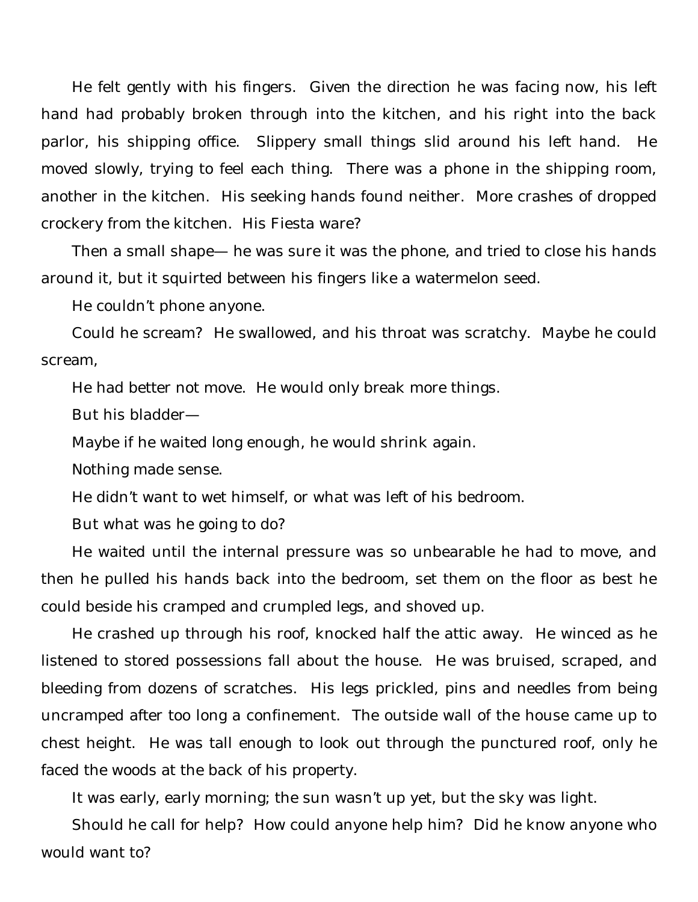He felt gently with his fingers. Given the direction he was facing now, his left hand had probably broken through into the kitchen, and his right into the back parlor, his shipping office. Slippery small things slid around his left hand. He moved slowly, trying to feel each thing. There was a phone in the shipping room, another in the kitchen. His seeking hands found neither. More crashes of dropped crockery from the kitchen. His Fiesta ware?

Then a small shape— he was sure it was the phone, and tried to close his hands around it, but it squirted between his fingers like a watermelon seed.

He couldn't phone anyone.

Could he scream? He swallowed, and his throat was scratchy. Maybe he could scream,

He had better not move. He would only break more things.

But his bladder—

Maybe if he waited long enough, he would shrink again.

Nothing made sense.

He didn't want to wet himself, or what was left of his bedroom.

But what was he going to do?

He waited until the internal pressure was so unbearable he had to move, and then he pulled his hands back into the bedroom, set them on the floor as best he could beside his cramped and crumpled legs, and shoved up.

He crashed up through his roof, knocked half the attic away. He winced as he listened to stored possessions fall about the house. He was bruised, scraped, and bleeding from dozens of scratches. His legs prickled, pins and needles from being uncramped after too long a confinement. The outside wall of the house came up to chest height. He was tall enough to look out through the punctured roof, only he faced the woods at the back of his property.

It was early, early morning; the sun wasn't up yet, but the sky was light.

Should he call for help? How could anyone help him? Did he know anyone who would want to?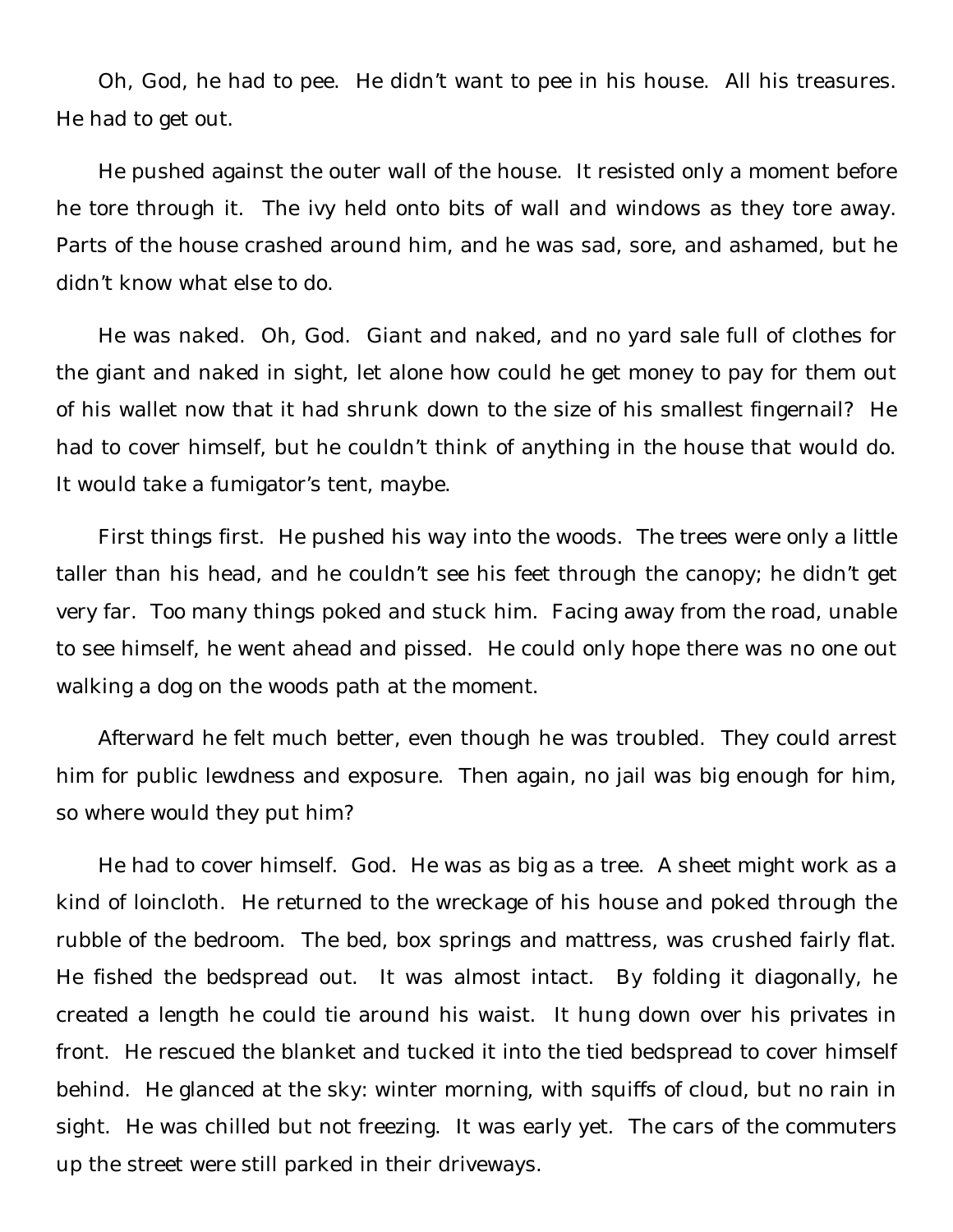Oh, God, he had to pee. He didn't want to pee in his house. All his treasures. He had to get out.

He pushed against the outer wall of the house. It resisted only a moment before he tore through it. The ivy held onto bits of wall and windows as they tore away. Parts of the house crashed around him, and he was sad, sore, and ashamed, but he didn't know what else to do.

He was naked. Oh, God. Giant and naked, and no yard sale full of clothes for the giant and naked in sight, let alone how could he get money to pay for them out of his wallet now that it had shrunk down to the size of his smallest fingernail? He had to cover himself, but he couldn't think of anything in the house that would do. It would take a fumigator's tent, maybe.

First things first. He pushed his way into the woods. The trees were only a little taller than his head, and he couldn't see his feet through the canopy; he didn't get very far. Too many things poked and stuck him. Facing away from the road, unable to see himself, he went ahead and pissed. He could only hope there was no one out walking a dog on the woods path at the moment.

Afterward he felt much better, even though he was troubled. They could arrest him for public lewdness and exposure. Then again, no jail was big enough for him, so where would they put him?

He had to cover himself. God. He was as big as a tree. A sheet might work as a kind of loincloth. He returned to the wreckage of his house and poked through the rubble of the bedroom. The bed, box springs and mattress, was crushed fairly flat. He fished the bedspread out. It was almost intact. By folding it diagonally, he created a length he could tie around his waist. It hung down over his privates in front. He rescued the blanket and tucked it into the tied bedspread to cover himself behind. He glanced at the sky: winter morning, with squiffs of cloud, but no rain in sight. He was chilled but not freezing. It was early yet. The cars of the commuters up the street were still parked in their driveways.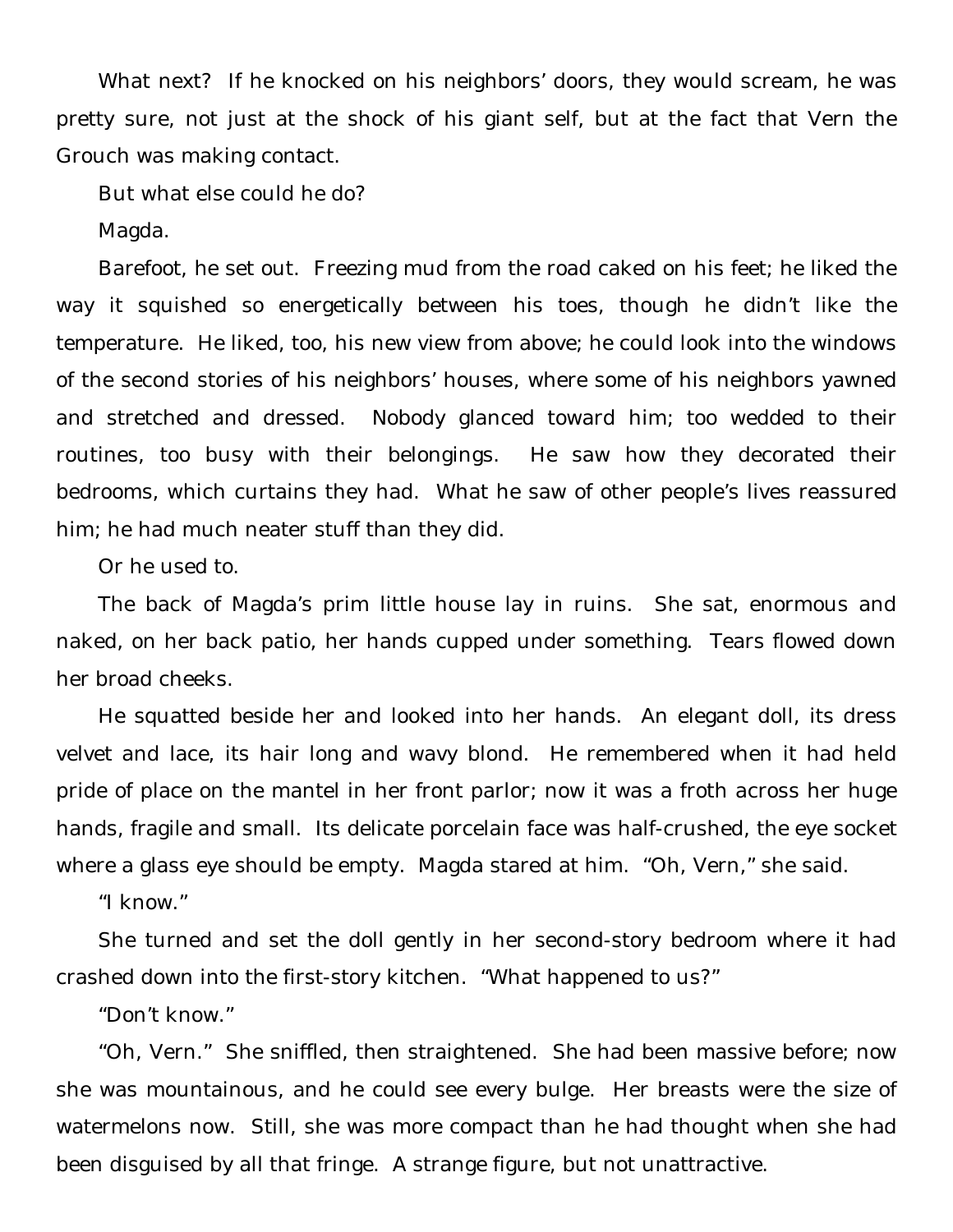What next? If he knocked on his neighbors' doors, they would scream, he was pretty sure, not just at the shock of his giant self, but at the fact that Vern the Grouch was making contact.

But what else could he do?

Magda.

Barefoot, he set out. Freezing mud from the road caked on his feet; he liked the way it squished so energetically between his toes, though he didn't like the temperature. He liked, too, his new view from above; he could look into the windows of the second stories of his neighbors' houses, where some of his neighbors yawned and stretched and dressed. Nobody glanced toward him; too wedded to their routines, too busy with their belongings. He saw how they decorated their bedrooms, which curtains they had. What he saw of other people's lives reassured him; he had much neater stuff than they did.

Or he used to.

The back of Magda's prim little house lay in ruins. She sat, enormous and naked, on her back patio, her hands cupped under something. Tears flowed down her broad cheeks.

He squatted beside her and looked into her hands. An elegant doll, its dress velvet and lace, its hair long and wavy blond. He remembered when it had held pride of place on the mantel in her front parlor; now it was a froth across her huge hands, fragile and small. Its delicate porcelain face was half-crushed, the eye socket where a glass eye should be empty. Magda stared at him. "Oh, Vern," she said.

"I know."

She turned and set the doll gently in her second-story bedroom where it had crashed down into the first-story kitchen. "What happened to us?"

"Don't know."

"Oh, Vern." She sniffled, then straightened. She had been massive before; now she was mountainous, and he could see every bulge. Her breasts were the size of watermelons now. Still, she was more compact than he had thought when she had been disguised by all that fringe. A strange figure, but not unattractive.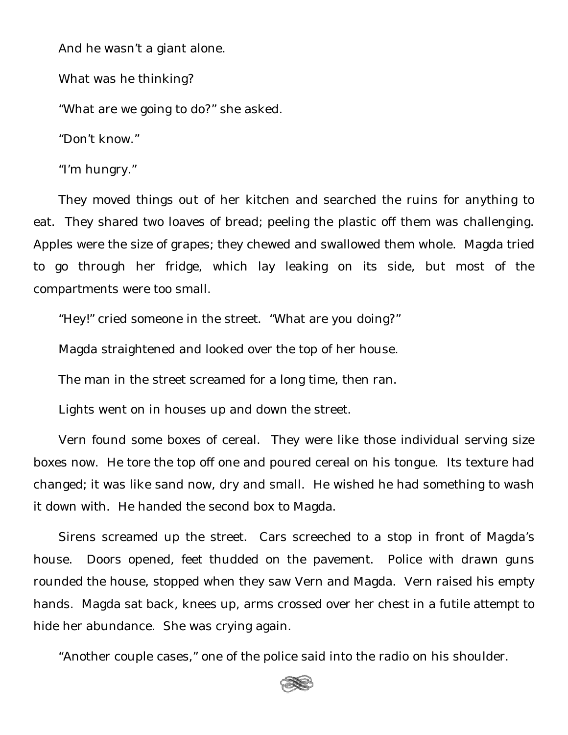And he wasn't a giant alone.

What was he thinking?

"What are we going to do?" she asked.

"Don't know."

"I'm hungry."

They moved things out of her kitchen and searched the ruins for anything to eat. They shared two loaves of bread; peeling the plastic off them was challenging. Apples were the size of grapes; they chewed and swallowed them whole. Magda tried to go through her fridge, which lay leaking on its side, but most of the compartments were too small.

"Hey!" cried someone in the street. "What are you doing?"

Magda straightened and looked over the top of her house.

The man in the street screamed for a long time, then ran.

Lights went on in houses up and down the street.

Vern found some boxes of cereal. They were like those individual serving size boxes now. He tore the top off one and poured cereal on his tongue. Its texture had changed; it was like sand now, dry and small. He wished he had something to wash it down with. He handed the second box to Magda.

Sirens screamed up the street. Cars screeched to a stop in front of Magda's house. Doors opened, feet thudded on the pavement. Police with drawn guns rounded the house, stopped when they saw Vern and Magda. Vern raised his empty hands. Magda sat back, knees up, arms crossed over her chest in a futile attempt to hide her abundance. She was crying again.

"Another couple cases," one of the police said into the radio on his shoulder.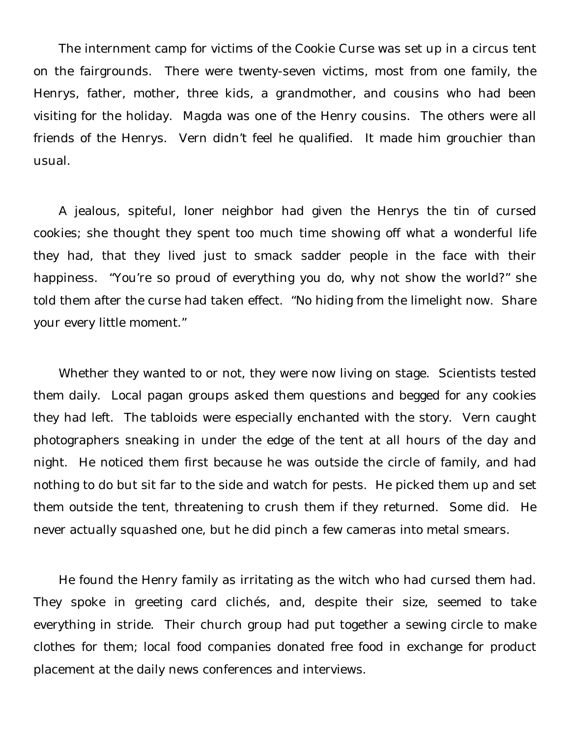The internment camp for victims of the Cookie Curse was set up in a circus tent on the fairgrounds. There were twenty-seven victims, most from one family, the Henrys, father, mother, three kids, a grandmother, and cousins who had been visiting for the holiday. Magda was one of the Henry cousins. The others were all friends of the Henrys. Vern didn't feel he qualified. It made him grouchier than usual.

A jealous, spiteful, loner neighbor had given the Henrys the tin of cursed cookies; she thought they spent too much time showing off what a wonderful life they had, that they lived just to smack sadder people in the face with their happiness. "You're so proud of everything you do, why not show the world?" she told them after the curse had taken effect. "No hiding from the limelight now. Share your every little moment."

Whether they wanted to or not, they were now living on stage. Scientists tested them daily. Local pagan groups asked them questions and begged for any cookies they had left. The tabloids were especially enchanted with the story. Vern caught photographers sneaking in under the edge of the tent at all hours of the day and night. He noticed them first because he was outside the circle of family, and had nothing to do but sit far to the side and watch for pests. He picked them up and set them outside the tent, threatening to crush them if they returned. Some did. He never actually squashed one, but he did pinch a few cameras into metal smears.

He found the Henry family as irritating as the witch who had cursed them had. They spoke in greeting card clichés, and, despite their size, seemed to take everything in stride. Their church group had put together a sewing circle to make clothes for them; local food companies donated free food in exchange for product placement at the daily news conferences and interviews.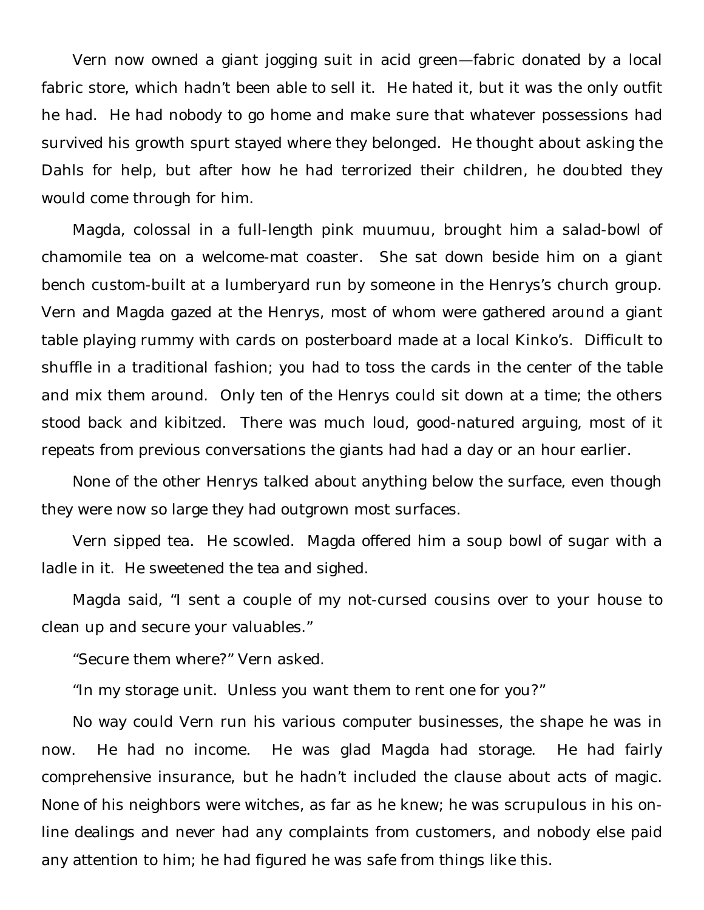Vern now owned a giant jogging suit in acid green—fabric donated by a local fabric store, which hadn't been able to sell it. He hated it, but it was the only outfit he had. He had nobody to go home and make sure that whatever possessions had survived his growth spurt stayed where they belonged. He thought about asking the Dahls for help, but after how he had terrorized their children, he doubted they would come through for him.

Magda, colossal in a full-length pink muumuu, brought him a salad-bowl of chamomile tea on a welcome-mat coaster. She sat down beside him on a giant bench custom-built at a lumberyard run by someone in the Henrys's church group. Vern and Magda gazed at the Henrys, most of whom were gathered around a giant table playing rummy with cards on posterboard made at a local Kinko's. Difficult to shuffle in a traditional fashion; you had to toss the cards in the center of the table and mix them around. Only ten of the Henrys could sit down at a time; the others stood back and kibitzed. There was much loud, good-natured arguing, most of it repeats from previous conversations the giants had had a day or an hour earlier.

None of the other Henrys talked about anything below the surface, even though they were now so large they had outgrown most surfaces.

Vern sipped tea. He scowled. Magda offered him a soup bowl of sugar with a ladle in it. He sweetened the tea and sighed.

Magda said, "I sent a couple of my not-cursed cousins over to your house to clean up and secure your valuables."

"Secure them where?" Vern asked.

"In my storage unit. Unless you want them to rent one for you?"

No way could Vern run his various computer businesses, the shape he was in now. He had no income. He was glad Magda had storage. He had fairly comprehensive insurance, but he hadn't included the clause about acts of magic. None of his neighbors were witches, as far as he knew; he was scrupulous in his on-line dealings and never had any complaints from customers, and nobody else paid any attention to him; he had figured he was safe from things like this.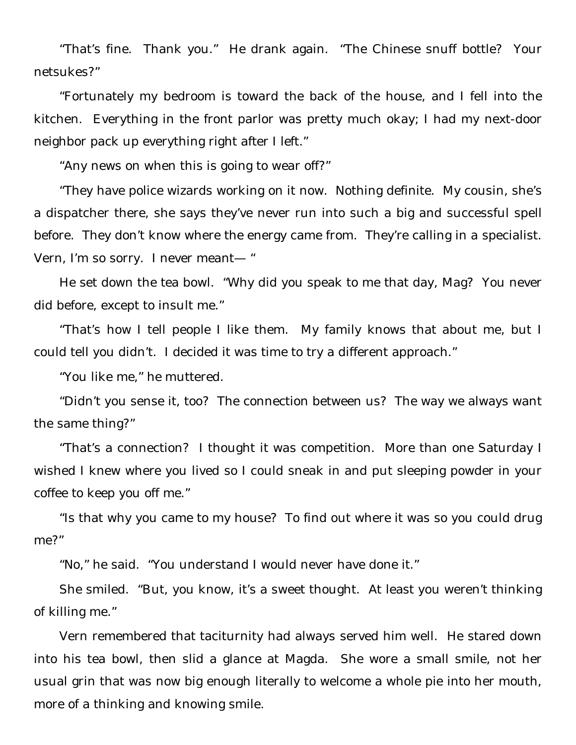"That's fine. Thank you." He drank again. "The Chinese snuff bottle? Your netsukes?"

"Fortunately my bedroom is toward the back of the house, and I fell into the kitchen. Everything in the front parlor was pretty much okay; I had my next-door neighbor pack up everything right after I left."

"Any news on when this is going to wear off?"

"They have police wizards working on it now. Nothing definite. My cousin, she's a dispatcher there, she says they've never run into such a big and successful spell before. They don't know where the energy came from. They're calling in a specialist. Vern, I'm so sorry. I never meant— "

He set down the tea bowl. "Why did you speak to me that day, Mag? You never did before, except to insult me."

"That's how I tell people I like them. My family knows that about me, but I could tell you didn't. I decided it was time to try a different approach."

"You like me," he muttered.

"Didn't you sense it, too? The connection between us? The way we always want the same thing?"

"That's a connection? I thought it was competition. More than one Saturday I wished I knew where you lived so I could sneak in and put sleeping powder in your coffee to keep you off me."

"Is that why you came to my house? To find out where it was so you could drug me?"

"No," he said. "You understand I would never have done it."

She smiled. "But, you know, it's a sweet thought. At least you weren't thinking of killing me."

Vern remembered that taciturnity had always served him well. He stared down into his tea bowl, then slid a glance at Magda. She wore a small smile, not her usual grin that was now big enough literally to welcome a whole pie into her mouth, more of a thinking and knowing smile.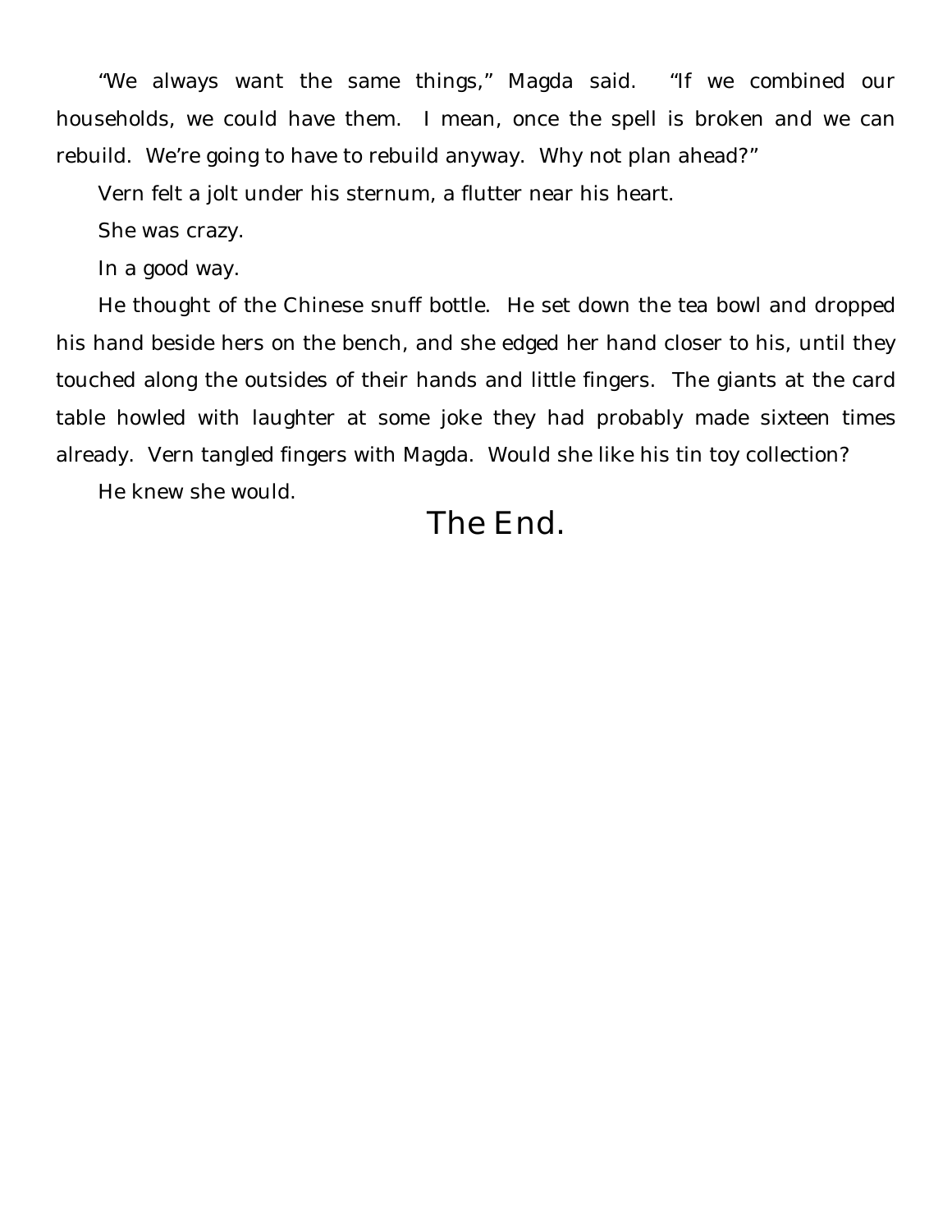"We always want the same things," Magda said. "If we combined our households, we could have them. I mean, once the spell is broken and we can rebuild. We're going to have to rebuild anyway. Why not plan ahead?"

Vern felt a jolt under his sternum, a flutter near his heart.

She was crazy.

In a good way.

He thought of the Chinese snuff bottle. He set down the tea bowl and dropped his hand beside hers on the bench, and she edged her hand closer to his, until they touched along the outsides of their hands and little fingers. The giants at the card table howled with laughter at some joke they had probably made sixteen times already. Vern tangled fingers with Magda. Would she like his tin toy collection?

He knew she would.

The End.